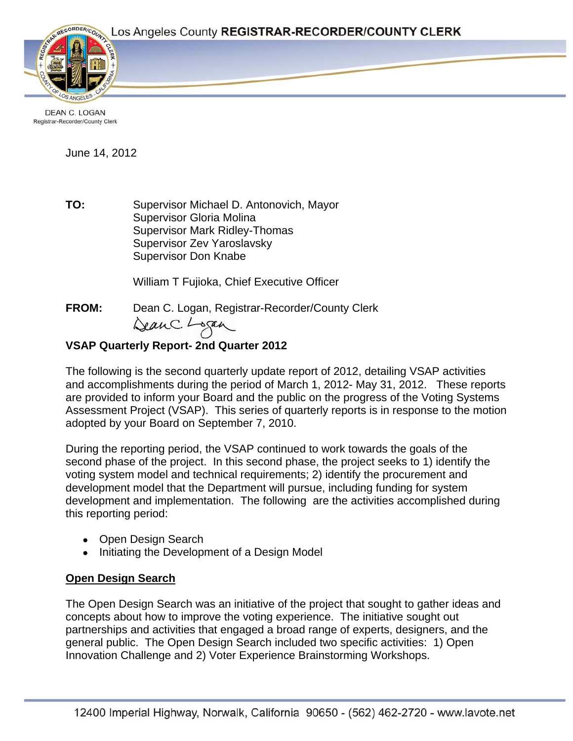Los Angeles County **REGISTRAR-RECORDER/COUNTY CLERK**

DEAN C. LOGAN
Registrar-Recorder/County Clerk

June 14, 2012

**TO:** Supervisor Michael D. Antonovich, Mayor
Supervisor Gloria Molina
Supervisor Mark Ridley-Thomas
Supervisor Zev Yaroslavsky
Supervisor Don Knabe

William T Fujioka, Chief Executive Officer

**FROM:** Dean C. Logan, Registrar-Recorder/County Clerk

**VSAP Quarterly Report- 2nd Quarter 2012**

The following is the second quarterly update report of 2012, detailing VSAP activities and accomplishments during the period of March 1, 2012- May 31, 2012. These reports are provided to inform your Board and the public on the progress of the Voting Systems Assessment Project (VSAP). This series of quarterly reports is in response to the motion adopted by your Board on September 7, 2010.

During the reporting period, the VSAP continued to work towards the goals of the second phase of the project. In this second phase, the project seeks to 1) identify the voting system model and technical requirements; 2) identify the procurement and development model that the Department will pursue, including funding for system development and implementation. The following are the activities accomplished during this reporting period:

- Open Design Search
- Initiating the Development of a Design Model

## Open Design Search

The Open Design Search was an initiative of the project that sought to gather ideas and concepts about how to improve the voting experience. The initiative sought out partnerships and activities that engaged a broad range of experts, designers, and the general public. The Open Design Search included two specific activities: 1) Open Innovation Challenge and 2) Voter Experience Brainstorming Workshops.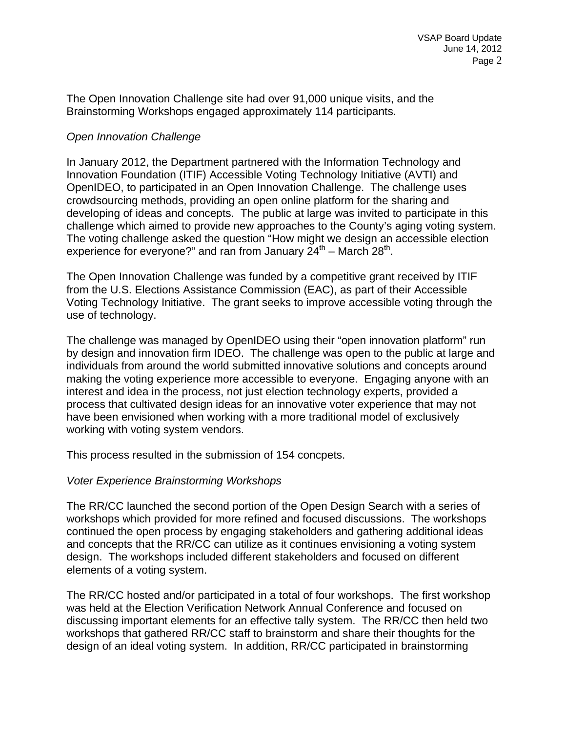The Open Innovation Challenge site had over 91,000 unique visits, and the Brainstorming Workshops engaged approximately 114 participants.

*Open Innovation Challenge*

In January 2012, the Department partnered with the Information Technology and Innovation Foundation (ITIF) Accessible Voting Technology Initiative (AVTI) and OpenIDEO, to participated in an Open Innovation Challenge. The challenge uses crowdsourcing methods, providing an open online platform for the sharing and developing of ideas and concepts. The public at large was invited to participate in this challenge which aimed to provide new approaches to the County's aging voting system. The voting challenge asked the question "How might we design an accessible election experience for everyone?" and ran from January 24th – March 28th.

The Open Innovation Challenge was funded by a competitive grant received by ITIF from the U.S. Elections Assistance Commission (EAC), as part of their Accessible Voting Technology Initiative. The grant seeks to improve accessible voting through the use of technology.

The challenge was managed by OpenIDEO using their "open innovation platform" run by design and innovation firm IDEO. The challenge was open to the public at large and individuals from around the world submitted innovative solutions and concepts around making the voting experience more accessible to everyone. Engaging anyone with an interest and idea in the process, not just election technology experts, provided a process that cultivated design ideas for an innovative voter experience that may not have been envisioned when working with a more traditional model of exclusively working with voting system vendors.

This process resulted in the submission of 154 concpets.

*Voter Experience Brainstorming Workshops*

The RR/CC launched the second portion of the Open Design Search with a series of workshops which provided for more refined and focused discussions. The workshops continued the open process by engaging stakeholders and gathering additional ideas and concepts that the RR/CC can utilize as it continues envisioning a voting system design. The workshops included different stakeholders and focused on different elements of a voting system.

The RR/CC hosted and/or participated in a total of four workshops. The first workshop was held at the Election Verification Network Annual Conference and focused on discussing important elements for an effective tally system. The RR/CC then held two workshops that gathered RR/CC staff to brainstorm and share their thoughts for the design of an ideal voting system. In addition, RR/CC participated in brainstorming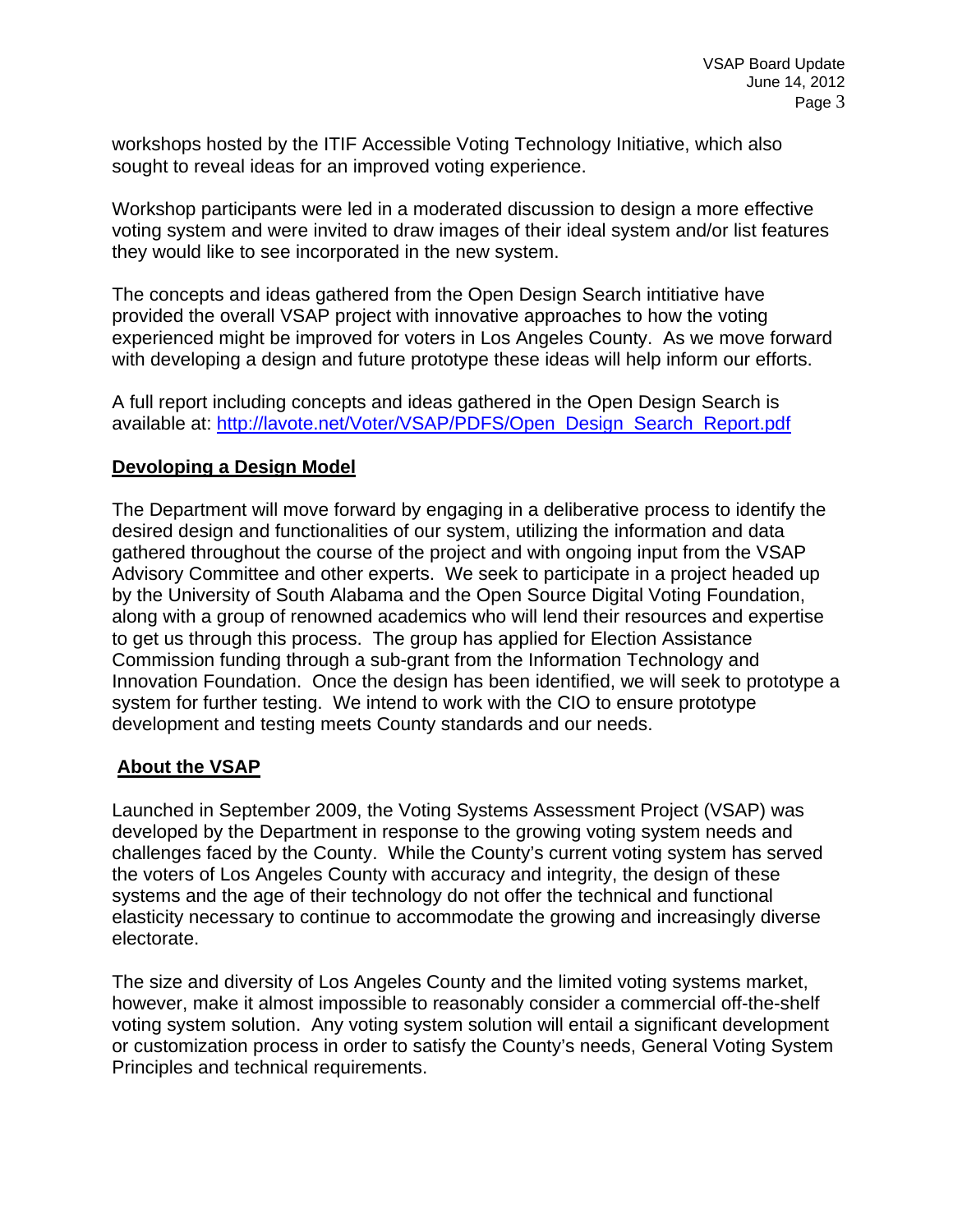workshops hosted by the ITIF Accessible Voting Technology Initiative, which also sought to reveal ideas for an improved voting experience.

Workshop participants were led in a moderated discussion to design a more effective voting system and were invited to draw images of their ideal system and/or list features they would like to see incorporated in the new system.

The concepts and ideas gathered from the Open Design Search intitiative have provided the overall VSAP project with innovative approaches to how the voting experienced might be improved for voters in Los Angeles County. As we move forward with developing a design and future prototype these ideas will help inform our efforts.

A full report including concepts and ideas gathered in the Open Design Search is available at: [http://lavote.net/Voter/VSAP/PDFS/Open_Design_Search_Report.pdf](http://lavote.net/Voter/VSAP/PDFS/Open_Design_Search_Report.pdf)

## Devoloping a Design Model

The Department will move forward by engaging in a deliberative process to identify the desired design and functionalities of our system, utilizing the information and data gathered throughout the course of the project and with ongoing input from the VSAP Advisory Committee and other experts. We seek to participate in a project headed up by the University of South Alabama and the Open Source Digital Voting Foundation, along with a group of renowned academics who will lend their resources and expertise to get us through this process. The group has applied for Election Assistance Commission funding through a sub-grant from the Information Technology and Innovation Foundation. Once the design has been identified, we will seek to prototype a system for further testing. We intend to work with the CIO to ensure prototype development and testing meets County standards and our needs.

## About the VSAP

Launched in September 2009, the Voting Systems Assessment Project (VSAP) was developed by the Department in response to the growing voting system needs and challenges faced by the County. While the County's current voting system has served the voters of Los Angeles County with accuracy and integrity, the design of these systems and the age of their technology do not offer the technical and functional elasticity necessary to continue to accommodate the growing and increasingly diverse electorate.

The size and diversity of Los Angeles County and the limited voting systems market, however, make it almost impossible to reasonably consider a commercial off-the-shelf voting system solution. Any voting system solution will entail a significant development or customization process in order to satisfy the County's needs, General Voting System Principles and technical requirements.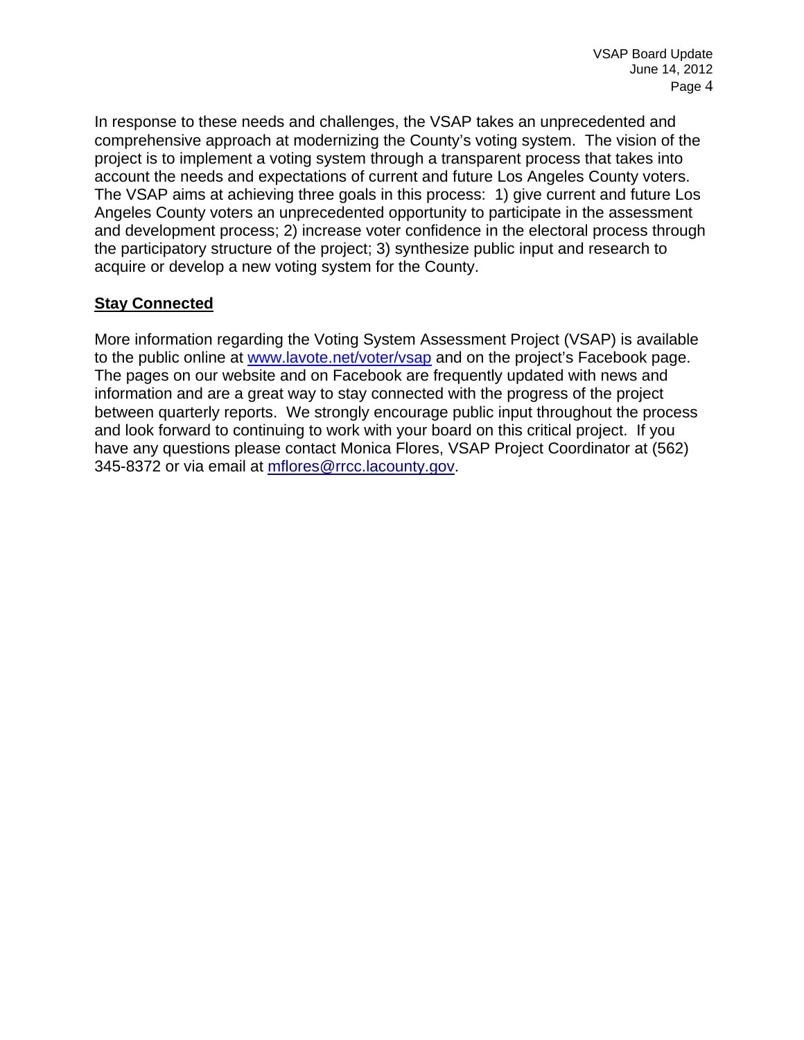In response to these needs and challenges, the VSAP takes an unprecedented and comprehensive approach at modernizing the County's voting system. The vision of the project is to implement a voting system through a transparent process that takes into account the needs and expectations of current and future Los Angeles County voters. The VSAP aims at achieving three goals in this process: 1) give current and future Los Angeles County voters an unprecedented opportunity to participate in the assessment and development process; 2) increase voter confidence in the electoral process through the participatory structure of the project; 3) synthesize public input and research to acquire or develop a new voting system for the County.

**Stay Connected**

More information regarding the Voting System Assessment Project (VSAP) is available to the public online at [www.lavote.net/voter/vsap](http://www.lavote.net/voter/vsap) and on the project's Facebook page. The pages on our website and on Facebook are frequently updated with news and information and are a great way to stay connected with the progress of the project between quarterly reports. We strongly encourage public input throughout the process and look forward to continuing to work with your board on this critical project. If you have any questions please contact Monica Flores, VSAP Project Coordinator at (562) 345-8372 or via email at [mflores@rrcc.lacounty.gov](mailto:mflores@rrcc.lacounty.gov).